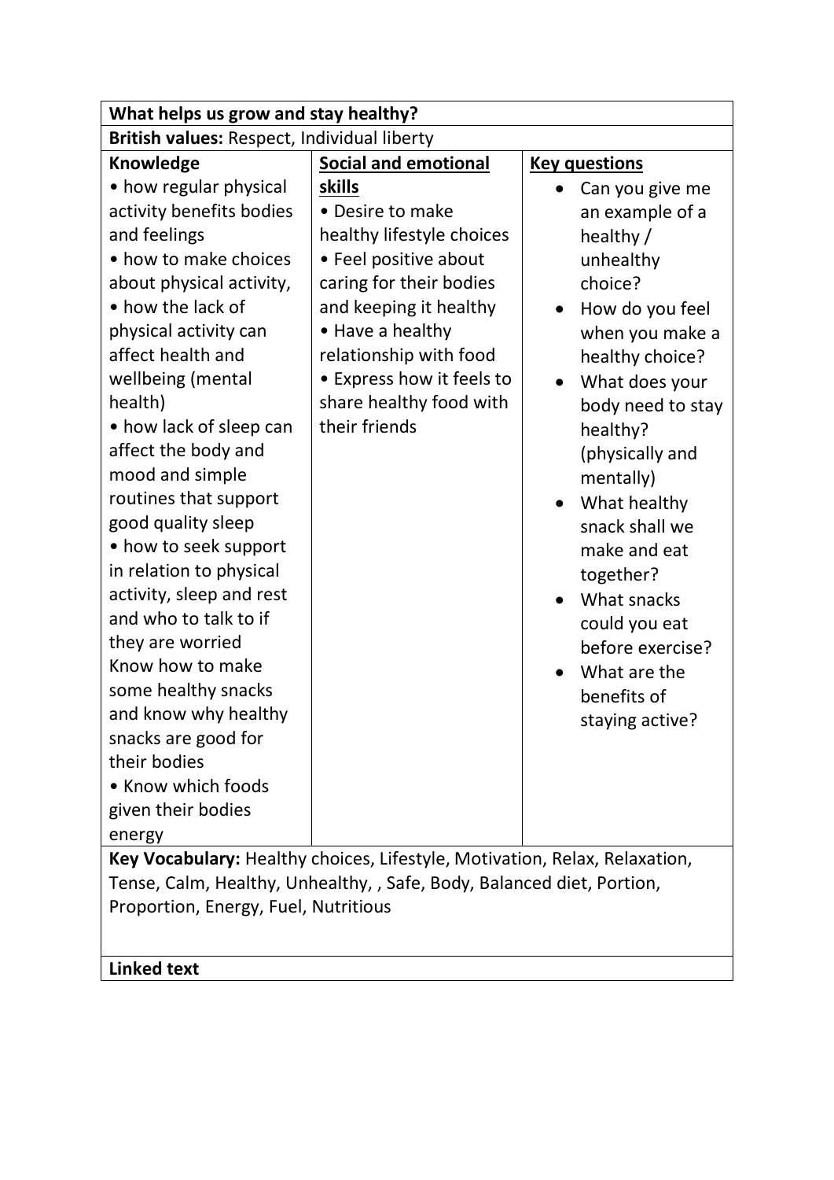| What helps us grow and stay healthy? | | |
|---|---|---|
| **British values:** Respect, Individual liberty | | |
| **Knowledge**<br>• how regular physical activity benefits bodies and feelings<br>• how to make choices about physical activity,<br>• how the lack of physical activity can affect health and wellbeing (mental health)<br>• how lack of sleep can affect the body and mood and simple routines that support good quality sleep<br>• how to seek support in relation to physical activity, sleep and rest and who to talk to if they are worried<br>Know how to make some healthy snacks and know why healthy snacks are good for their bodies<br>• Know which foods given their bodies energy | **Social and emotional skills**<br>• Desire to make healthy lifestyle choices<br>• Feel positive about caring for their bodies and keeping it healthy<br>• Have a healthy relationship with food<br>• Express how it feels to share healthy food with their friends | **Key questions**<br>• Can you give me an example of a healthy / unhealthy choice?<br>• How do you feel when you make a healthy choice?<br>• What does your body need to stay healthy? (physically and mentally)<br>• What healthy snack shall we make and eat together?<br>• What snacks could you eat before exercise?<br>• What are the benefits of staying active? |
| **Key Vocabulary:** Healthy choices, Lifestyle, Motivation, Relax, Relaxation, Tense, Calm, Healthy, Unhealthy, , Safe, Body, Balanced diet, Portion, Proportion, Energy, Fuel, Nutritious | | |
| **Linked text** | | |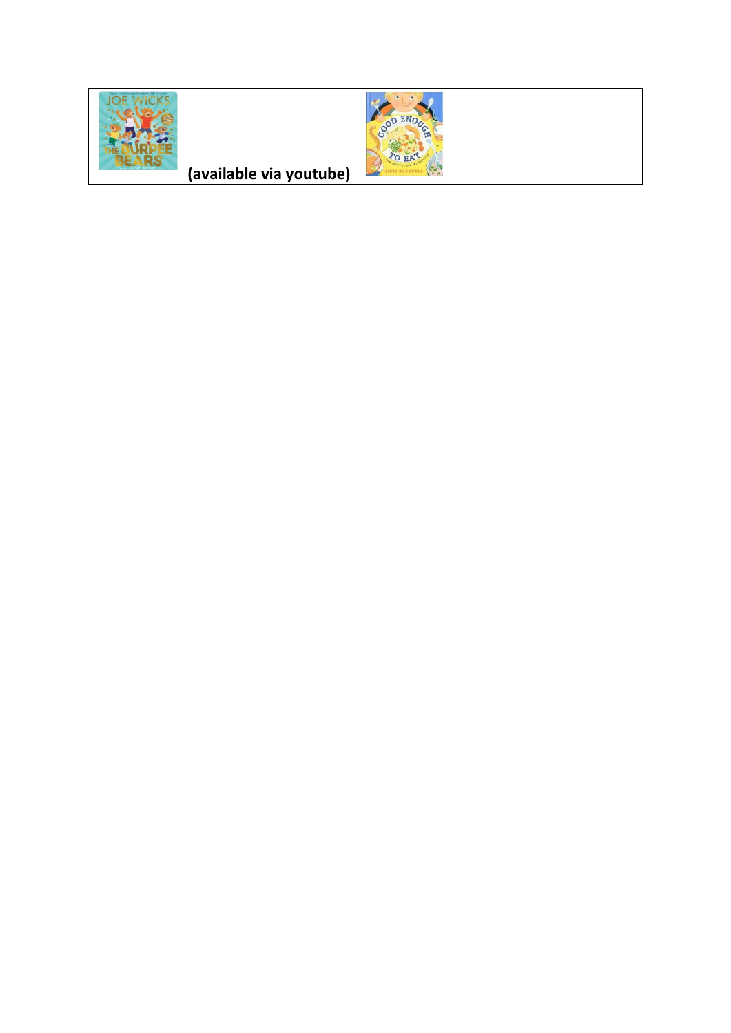**(available via youtube)**